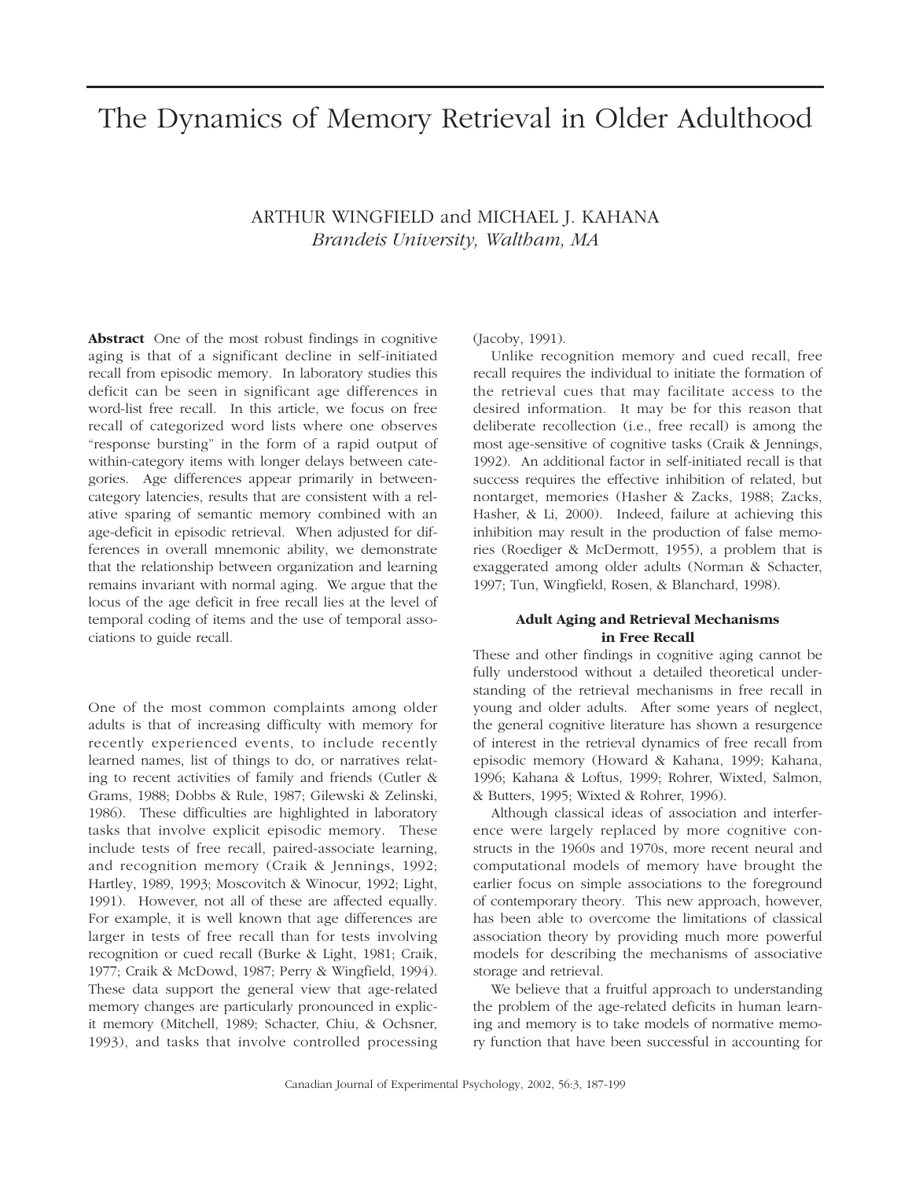# The Dynamics of Memory Retrieval in Older Adulthood

ARTHUR WINGFIELD and MICHAEL J. KAHANA
*Brandeis University, Waltham, MA*

**Abstract** One of the most robust findings in cognitive aging is that of a significant decline in self-initiated recall from episodic memory. In laboratory studies this deficit can be seen in significant age differences in word-list free recall. In this article, we focus on free recall of categorized word lists where one observes "response bursting" in the form of a rapid output of within-category items with longer delays between categories. Age differences appear primarily in between-category latencies, results that are consistent with a relative sparing of semantic memory combined with an age-deficit in episodic retrieval. When adjusted for differences in overall mnemonic ability, we demonstrate that the relationship between organization and learning remains invariant with normal aging. We argue that the locus of the age deficit in free recall lies at the level of temporal coding of items and the use of temporal associations to guide recall.

One of the most common complaints among older adults is that of increasing difficulty with memory for recently experienced events, to include recently learned names, list of things to do, or narratives relating to recent activities of family and friends (Cutler & Grams, 1988; Dobbs & Rule, 1987; Gilewski & Zelinski, 1986). These difficulties are highlighted in laboratory tasks that involve explicit episodic memory. These include tests of free recall, paired-associate learning, and recognition memory (Craik & Jennings, 1992; Hartley, 1989, 1993; Moscovitch & Winocur, 1992; Light, 1991). However, not all of these are affected equally. For example, it is well known that age differences are larger in tests of free recall than for tests involving recognition or cued recall (Burke & Light, 1981; Craik, 1977; Craik & McDowd, 1987; Perry & Wingfield, 1994). These data support the general view that age-related memory changes are particularly pronounced in explicit memory (Mitchell, 1989; Schacter, Chiu, & Ochsner, 1993), and tasks that involve controlled processing (Jacoby, 1991).

Unlike recognition memory and cued recall, free recall requires the individual to initiate the formation of the retrieval cues that may facilitate access to the desired information. It may be for this reason that deliberate recollection (i.e., free recall) is among the most age-sensitive of cognitive tasks (Craik & Jennings, 1992). An additional factor in self-initiated recall is that success requires the effective inhibition of related, but nontarget, memories (Hasher & Zacks, 1988; Zacks, Hasher, & Li, 2000). Indeed, failure at achieving this inhibition may result in the production of false memories (Roediger & McDermott, 1955), a problem that is exaggerated among older adults (Norman & Schacter, 1997; Tun, Wingfield, Rosen, & Blanchard, 1998).

### Adult Aging and Retrieval Mechanisms in Free Recall

These and other findings in cognitive aging cannot be fully understood without a detailed theoretical understanding of the retrieval mechanisms in free recall in young and older adults. After some years of neglect, the general cognitive literature has shown a resurgence of interest in the retrieval dynamics of free recall from episodic memory (Howard & Kahana, 1999; Kahana, 1996; Kahana & Loftus, 1999; Rohrer, Wixted, Salmon, & Butters, 1995; Wixted & Rohrer, 1996).

Although classical ideas of association and interference were largely replaced by more cognitive constructs in the 1960s and 1970s, more recent neural and computational models of memory have brought the earlier focus on simple associations to the foreground of contemporary theory. This new approach, however, has been able to overcome the limitations of classical association theory by providing much more powerful models for describing the mechanisms of associative storage and retrieval.

We believe that a fruitful approach to understanding the problem of the age-related deficits in human learning and memory is to take models of normative memory function that have been successful in accounting for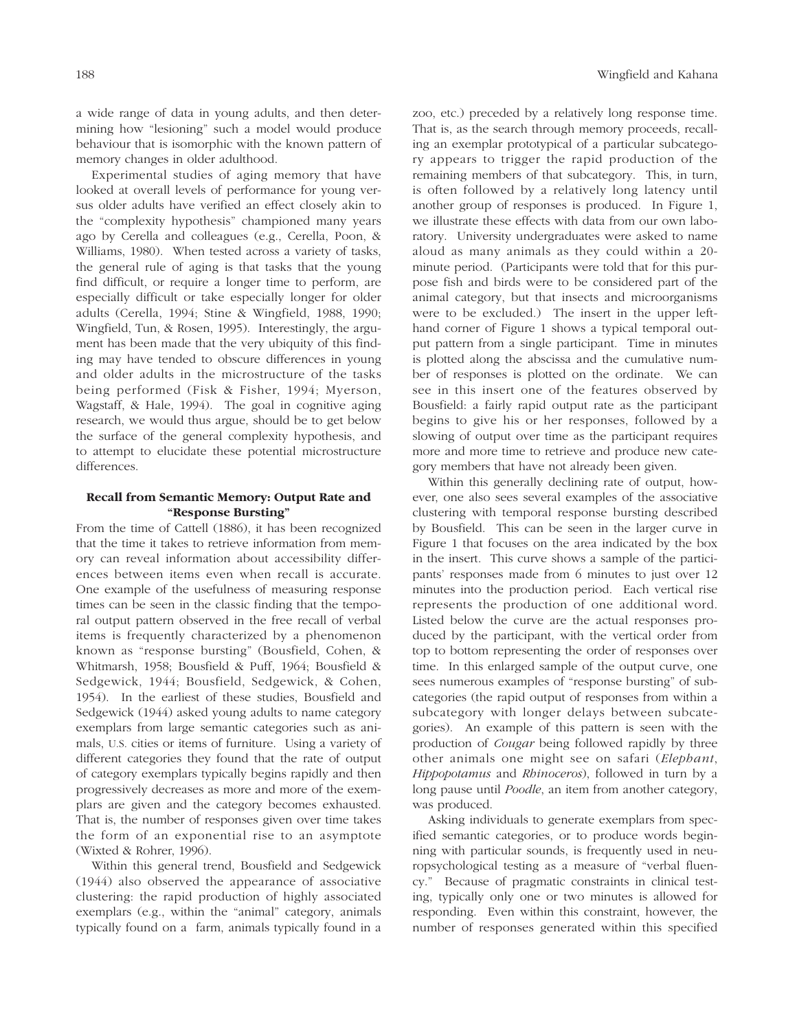a wide range of data in young adults, and then determining how "lesioning" such a model would produce behaviour that is isomorphic with the known pattern of memory changes in older adulthood.

Experimental studies of aging memory that have looked at overall levels of performance for young versus older adults have verified an effect closely akin to the "complexity hypothesis" championed many years ago by Cerella and colleagues (e.g., Cerella, Poon, & Williams, 1980). When tested across a variety of tasks, the general rule of aging is that tasks that the young find difficult, or require a longer time to perform, are especially difficult or take especially longer for older adults (Cerella, 1994; Stine & Wingfield, 1988, 1990; Wingfield, Tun, & Rosen, 1995). Interestingly, the argument has been made that the very ubiquity of this finding may have tended to obscure differences in young and older adults in the microstructure of the tasks being performed (Fisk & Fisher, 1994; Myerson, Wagstaff, & Hale, 1994). The goal in cognitive aging research, we would thus argue, should be to get below the surface of the general complexity hypothesis, and to attempt to elucidate these potential microstructure differences.

### Recall from Semantic Memory: Output Rate and "Response Bursting"

From the time of Cattell (1886), it has been recognized that the time it takes to retrieve information from memory can reveal information about accessibility differences between items even when recall is accurate. One example of the usefulness of measuring response times can be seen in the classic finding that the temporal output pattern observed in the free recall of verbal items is frequently characterized by a phenomenon known as "response bursting" (Bousfield, Cohen, & Whitmarsh, 1958; Bousfield & Puff, 1964; Bousfield & Sedgewick, 1944; Bousfield, Sedgewick, & Cohen, 1954). In the earliest of these studies, Bousfield and Sedgewick (1944) asked young adults to name category exemplars from large semantic categories such as animals, U.S. cities or items of furniture. Using a variety of different categories they found that the rate of output of category exemplars typically begins rapidly and then progressively decreases as more and more of the exemplars are given and the category becomes exhausted. That is, the number of responses given over time takes the form of an exponential rise to an asymptote (Wixted & Rohrer, 1996).

Within this general trend, Bousfield and Sedgewick (1944) also observed the appearance of associative clustering: the rapid production of highly associated exemplars (e.g., within the "animal" category, animals typically found on a farm, animals typically found in a zoo, etc.) preceded by a relatively long response time. That is, as the search through memory proceeds, recalling an exemplar prototypical of a particular subcategory appears to trigger the rapid production of the remaining members of that subcategory. This, in turn, is often followed by a relatively long latency until another group of responses is produced. In Figure 1, we illustrate these effects with data from our own laboratory. University undergraduates were asked to name aloud as many animals as they could within a 20-minute period. (Participants were told that for this purpose fish and birds were to be considered part of the animal category, but that insects and microorganisms were to be excluded.) The insert in the upper left-hand corner of Figure 1 shows a typical temporal output pattern from a single participant. Time in minutes is plotted along the abscissa and the cumulative number of responses is plotted on the ordinate. We can see in this insert one of the features observed by Bousfield: a fairly rapid output rate as the participant begins to give his or her responses, followed by a slowing of output over time as the participant requires more and more time to retrieve and produce new category members that have not already been given.

Within this generally declining rate of output, however, one also sees several examples of the associative clustering with temporal response bursting described by Bousfield. This can be seen in the larger curve in Figure 1 that focuses on the area indicated by the box in the insert. This curve shows a sample of the participants' responses made from 6 minutes to just over 12 minutes into the production period. Each vertical rise represents the production of one additional word. Listed below the curve are the actual responses produced by the participant, with the vertical order from top to bottom representing the order of responses over time. In this enlarged sample of the output curve, one sees numerous examples of "response bursting" of subcategories (the rapid output of responses from within a subcategory with longer delays between subcategories). An example of this pattern is seen with the production of *Cougar* being followed rapidly by three other animals one might see on safari (*Elephant*, *Hippopotamus* and *Rhinoceros*), followed in turn by a long pause until *Poodle*, an item from another category, was produced.

Asking individuals to generate exemplars from specified semantic categories, or to produce words beginning with particular sounds, is frequently used in neuropsychological testing as a measure of "verbal fluency." Because of pragmatic constraints in clinical testing, typically only one or two minutes is allowed for responding. Even within this constraint, however, the number of responses generated within this specified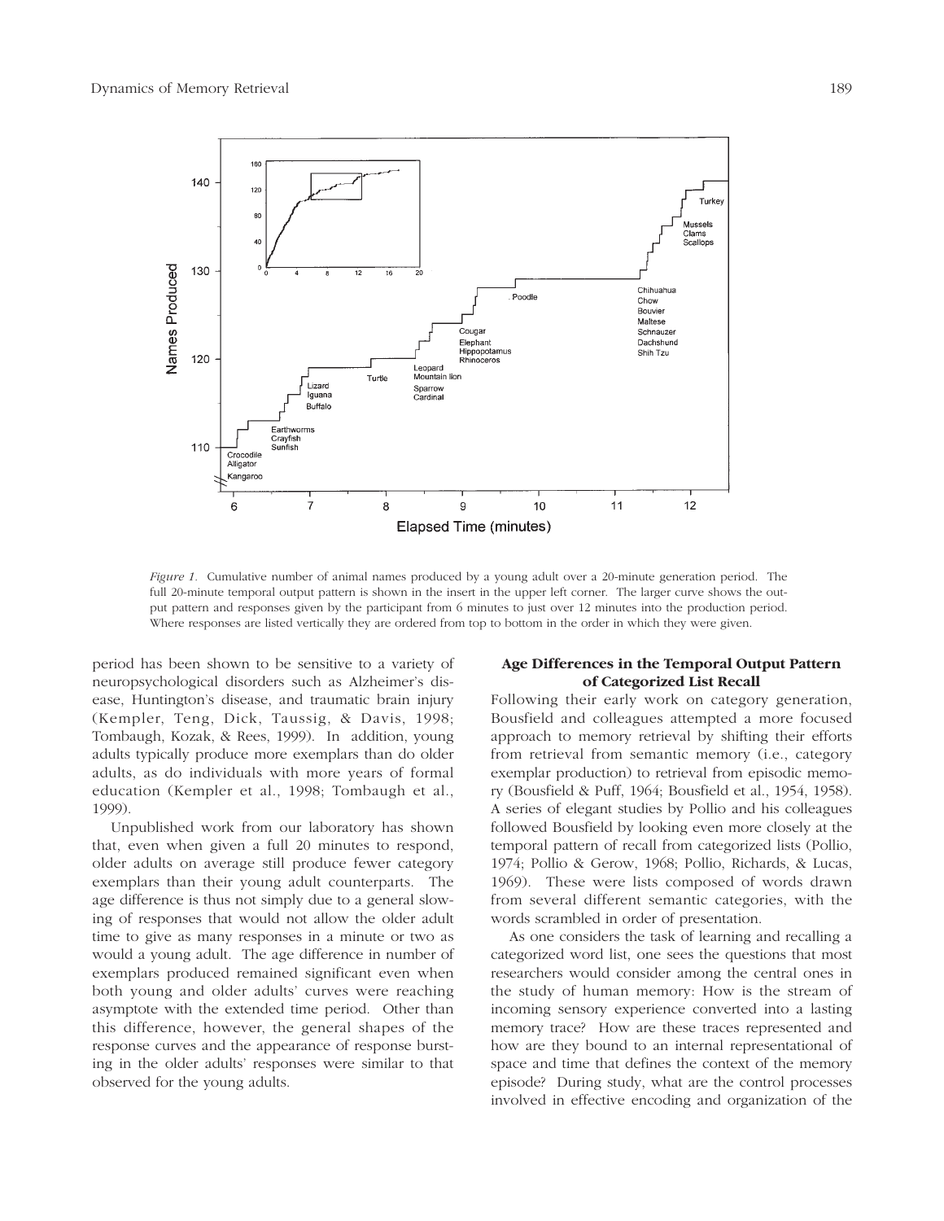*Figure 1.* Cumulative number of animal names produced by a young adult over a 20-minute generation period. The full 20-minute temporal output pattern is shown in the insert in the upper left corner. The larger curve shows the output pattern and responses given by the participant from 6 minutes to just over 12 minutes into the production period. Where responses are listed vertically they are ordered from top to bottom in the order in which they were given.

period has been shown to be sensitive to a variety of neuropsychological disorders such as Alzheimer's disease, Huntington's disease, and traumatic brain injury (Kempler, Teng, Dick, Taussig, & Davis, 1998; Tombaugh, Kozak, & Rees, 1999). In addition, young adults typically produce more exemplars than do older adults, as do individuals with more years of formal education (Kempler et al., 1998; Tombaugh et al., 1999).

Unpublished work from our laboratory has shown that, even when given a full 20 minutes to respond, older adults on average still produce fewer category exemplars than their young adult counterparts. The age difference is thus not simply due to a general slowing of responses that would not allow the older adult time to give as many responses in a minute or two as would a young adult. The age difference in number of exemplars produced remained significant even when both young and older adults' curves were reaching asymptote with the extended time period. Other than this difference, however, the general shapes of the response curves and the appearance of response bursting in the older adults' responses were similar to that observed for the young adults.

## Age Differences in the Temporal Output Pattern of Categorized List Recall

Following their early work on category generation, Bousfield and colleagues attempted a more focused approach to memory retrieval by shifting their efforts from retrieval from semantic memory (i.e., category exemplar production) to retrieval from episodic memory (Bousfield & Puff, 1964; Bousfield et al., 1954, 1958). A series of elegant studies by Pollio and his colleagues followed Bousfield by looking even more closely at the temporal pattern of recall from categorized lists (Pollio, 1974; Pollio & Gerow, 1968; Pollio, Richards, & Lucas, 1969). These were lists composed of words drawn from several different semantic categories, with the words scrambled in order of presentation.

As one considers the task of learning and recalling a categorized word list, one sees the questions that most researchers would consider among the central ones in the study of human memory: How is the stream of incoming sensory experience converted into a lasting memory trace? How are these traces represented and how are they bound to an internal representational of space and time that defines the context of the memory episode? During study, what are the control processes involved in effective encoding and organization of the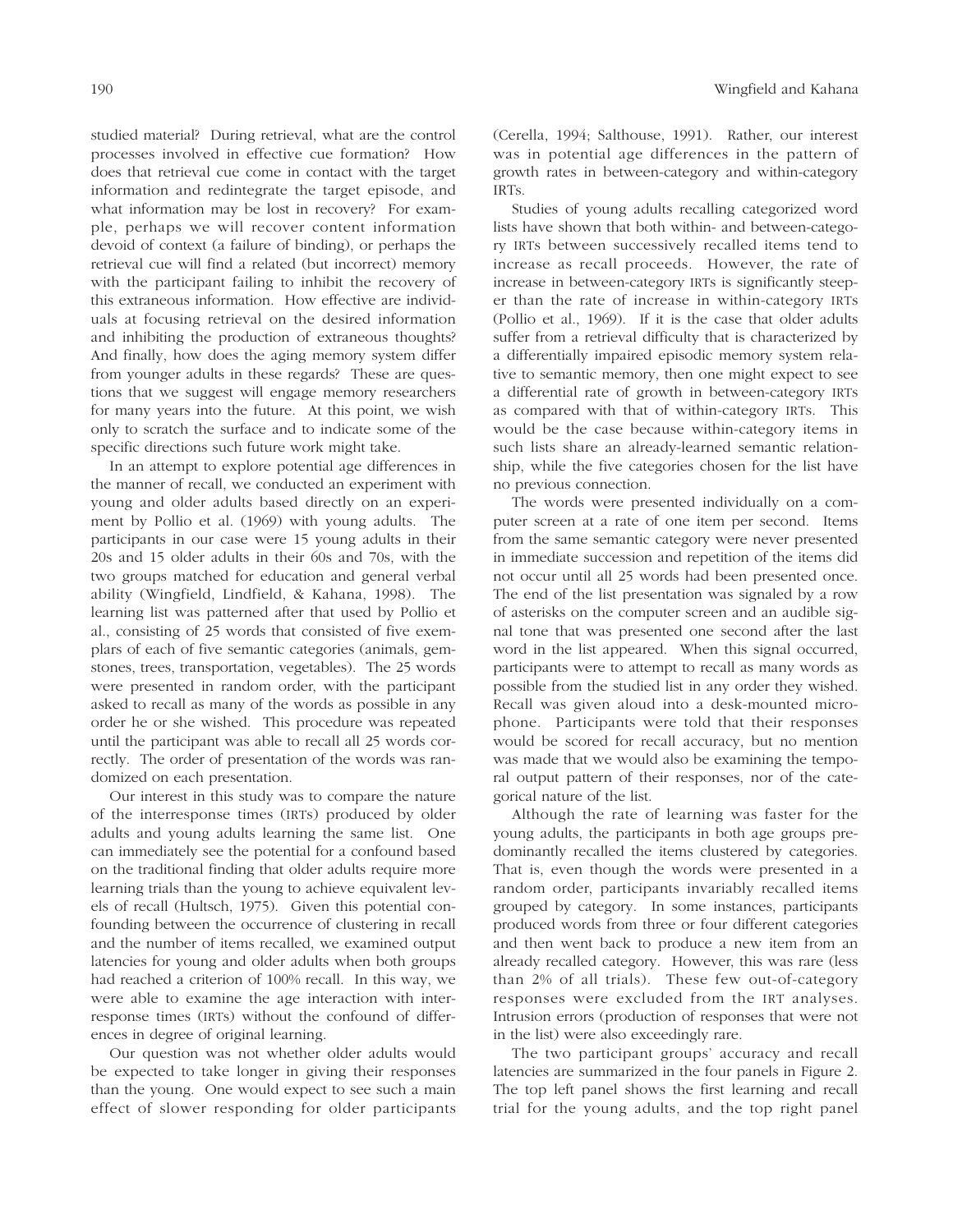studied material? During retrieval, what are the control processes involved in effective cue formation? How does that retrieval cue come in contact with the target information and redintegrate the target episode, and what information may be lost in recovery? For example, perhaps we will recover content information devoid of context (a failure of binding), or perhaps the retrieval cue will find a related (but incorrect) memory with the participant failing to inhibit the recovery of this extraneous information. How effective are individuals at focusing retrieval on the desired information and inhibiting the production of extraneous thoughts? And finally, how does the aging memory system differ from younger adults in these regards? These are questions that we suggest will engage memory researchers for many years into the future. At this point, we wish only to scratch the surface and to indicate some of the specific directions such future work might take.

In an attempt to explore potential age differences in the manner of recall, we conducted an experiment with young and older adults based directly on an experiment by Pollio et al. (1969) with young adults. The participants in our case were 15 young adults in their 20s and 15 older adults in their 60s and 70s, with the two groups matched for education and general verbal ability (Wingfield, Lindfield, & Kahana, 1998). The learning list was patterned after that used by Pollio et al., consisting of 25 words that consisted of five exemplars of each of five semantic categories (animals, gemstones, trees, transportation, vegetables). The 25 words were presented in random order, with the participant asked to recall as many of the words as possible in any order he or she wished. This procedure was repeated until the participant was able to recall all 25 words correctly. The order of presentation of the words was randomized on each presentation.

Our interest in this study was to compare the nature of the interresponse times (IRTs) produced by older adults and young adults learning the same list. One can immediately see the potential for a confound based on the traditional finding that older adults require more learning trials than the young to achieve equivalent levels of recall (Hultsch, 1975). Given this potential confounding between the occurrence of clustering in recall and the number of items recalled, we examined output latencies for young and older adults when both groups had reached a criterion of 100% recall. In this way, we were able to examine the age interaction with interresponse times (IRTs) without the confound of differences in degree of original learning.

Our question was not whether older adults would be expected to take longer in giving their responses than the young. One would expect to see such a main effect of slower responding for older participants (Cerella, 1994; Salthouse, 1991). Rather, our interest was in potential age differences in the pattern of growth rates in between-category and within-category IRTs.

Studies of young adults recalling categorized word lists have shown that both within- and between-category IRTs between successively recalled items tend to increase as recall proceeds. However, the rate of increase in between-category IRTs is significantly steeper than the rate of increase in within-category IRTs (Pollio et al., 1969). If it is the case that older adults suffer from a retrieval difficulty that is characterized by a differentially impaired episodic memory system relative to semantic memory, then one might expect to see a differential rate of growth in between-category IRTs as compared with that of within-category IRTs. This would be the case because within-category items in such lists share an already-learned semantic relationship, while the five categories chosen for the list have no previous connection.

The words were presented individually on a computer screen at a rate of one item per second. Items from the same semantic category were never presented in immediate succession and repetition of the items did not occur until all 25 words had been presented once. The end of the list presentation was signaled by a row of asterisks on the computer screen and an audible signal tone that was presented one second after the last word in the list appeared. When this signal occurred, participants were to attempt to recall as many words as possible from the studied list in any order they wished. Recall was given aloud into a desk-mounted microphone. Participants were told that their responses would be scored for recall accuracy, but no mention was made that we would also be examining the temporal output pattern of their responses, nor of the categorical nature of the list.

Although the rate of learning was faster for the young adults, the participants in both age groups predominantly recalled the items clustered by categories. That is, even though the words were presented in a random order, participants invariably recalled items grouped by category. In some instances, participants produced words from three or four different categories and then went back to produce a new item from an already recalled category. However, this was rare (less than 2% of all trials). These few out-of-category responses were excluded from the IRT analyses. Intrusion errors (production of responses that were not in the list) were also exceedingly rare.

The two participant groups' accuracy and recall latencies are summarized in the four panels in Figure 2. The top left panel shows the first learning and recall trial for the young adults, and the top right panel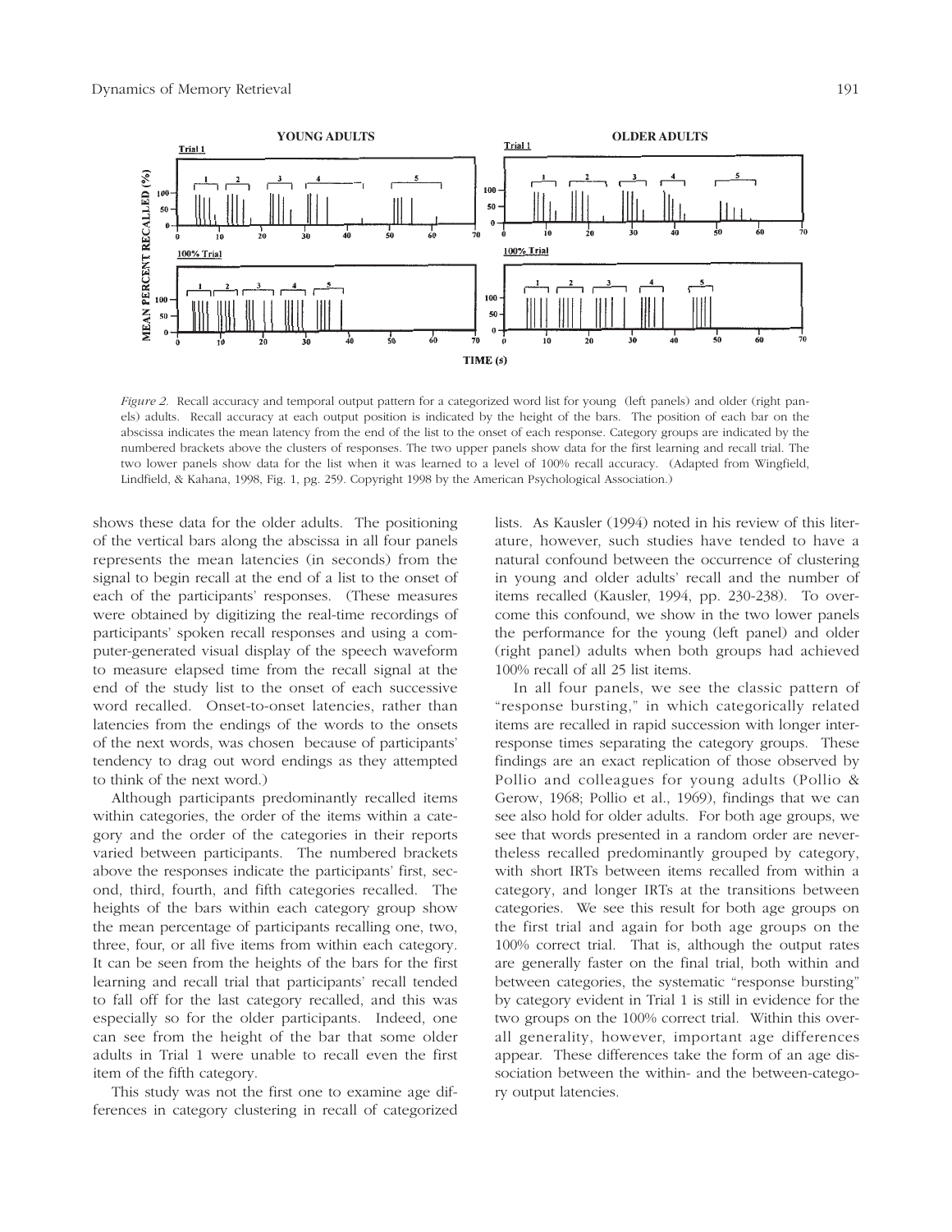*Figure 2.* Recall accuracy and temporal output pattern for a categorized word list for young (left panels) and older (right panels) adults. Recall accuracy at each output position is indicated by the height of the bars. The position of each bar on the abscissa indicates the mean latency from the end of the list to the onset of each response. Category groups are indicated by the numbered brackets above the clusters of responses. The two upper panels show data for the first learning and recall trial. The two lower panels show data for the list when it was learned to a level of 100% recall accuracy. (Adapted from Wingfield, Lindfield, & Kahana, 1998, Fig. 1, pg. 259. Copyright 1998 by the American Psychological Association.)

shows these data for the older adults. The positioning of the vertical bars along the abscissa in all four panels represents the mean latencies (in seconds) from the signal to begin recall at the end of a list to the onset of each of the participants' responses. (These measures were obtained by digitizing the real-time recordings of participants' spoken recall responses and using a computer-generated visual display of the speech waveform to measure elapsed time from the recall signal at the end of the study list to the onset of each successive word recalled. Onset-to-onset latencies, rather than latencies from the endings of the words to the onsets of the next words, was chosen because of participants' tendency to drag out word endings as they attempted to think of the next word.)

Although participants predominantly recalled items within categories, the order of the items within a category and the order of the categories in their reports varied between participants. The numbered brackets above the responses indicate the participants' first, second, third, fourth, and fifth categories recalled. The heights of the bars within each category group show the mean percentage of participants recalling one, two, three, four, or all five items from within each category. It can be seen from the heights of the bars for the first learning and recall trial that participants' recall tended to fall off for the last category recalled, and this was especially so for the older participants. Indeed, one can see from the height of the bar that some older adults in Trial 1 were unable to recall even the first item of the fifth category.

This study was not the first one to examine age differences in category clustering in recall of categorized lists. As Kausler (1994) noted in his review of this literature, however, such studies have tended to have a natural confound between the occurrence of clustering in young and older adults' recall and the number of items recalled (Kausler, 1994, pp. 230-238). To overcome this confound, we show in the two lower panels the performance for the young (left panel) and older (right panel) adults when both groups had achieved 100% recall of all 25 list items.

In all four panels, we see the classic pattern of "response bursting," in which categorically related items are recalled in rapid succession with longer interresponse times separating the category groups. These findings are an exact replication of those observed by Pollio and colleagues for young adults (Pollio & Gerow, 1968; Pollio et al., 1969), findings that we can see also hold for older adults. For both age groups, we see that words presented in a random order are nevertheless recalled predominantly grouped by category, with short IRTs between items recalled from within a category, and longer IRTs at the transitions between categories. We see this result for both age groups on the first trial and again for both age groups on the 100% correct trial. That is, although the output rates are generally faster on the final trial, both within and between categories, the systematic "response bursting" by category evident in Trial 1 is still in evidence for the two groups on the 100% correct trial. Within this overall generality, however, important age differences appear. These differences take the form of an age dissociation between the within- and the between-category output latencies.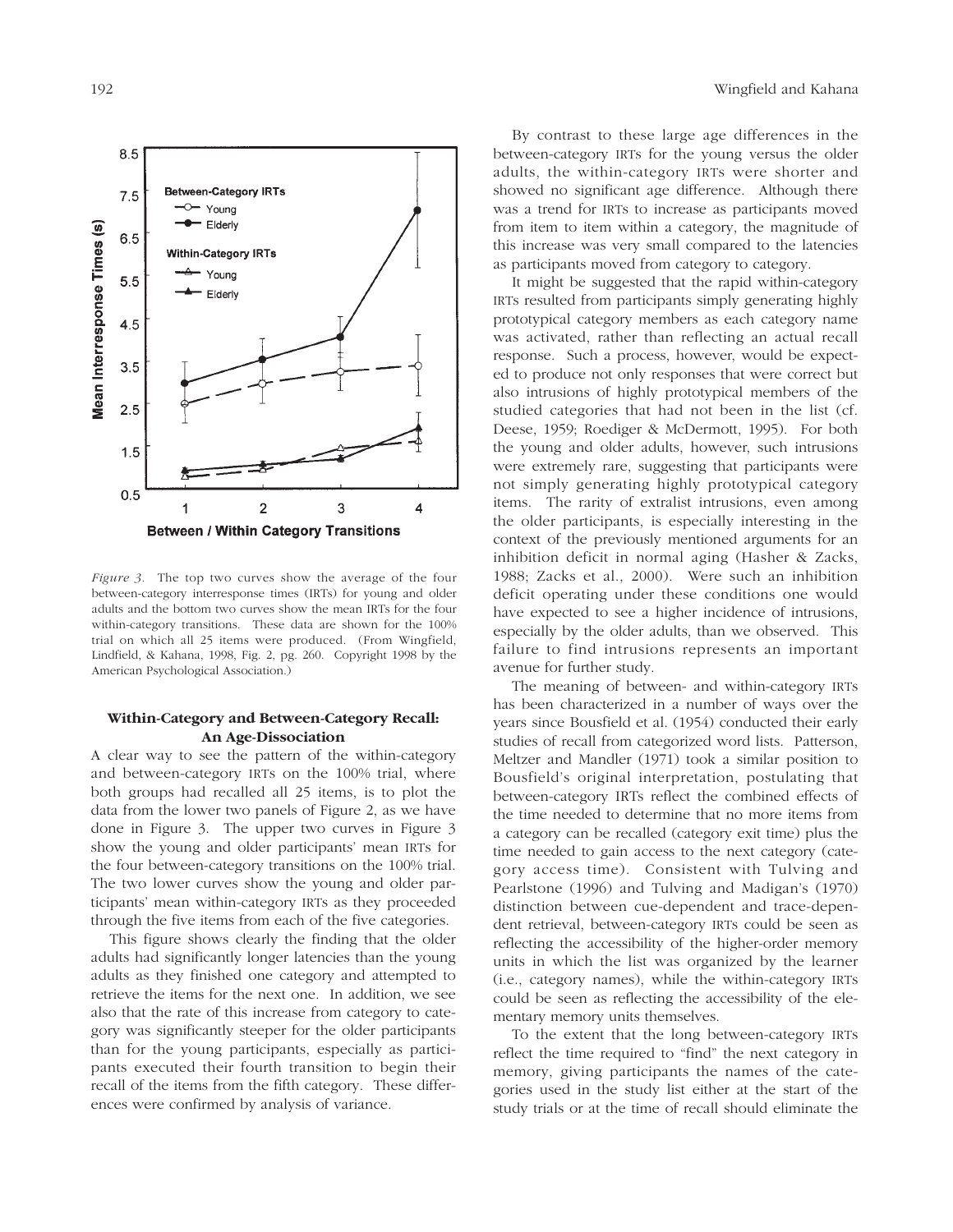*Figure 3.* The top two curves show the average of the four between-category interresponse times (IRTs) for young and older adults and the bottom two curves show the mean IRTs for the four within-category transitions. These data are shown for the 100% trial on which all 25 items were produced. (From Wingfield, Lindfield, & Kahana, 1998, Fig. 2, pg. 260. Copyright 1998 by the American Psychological Association.)

### Within-Category and Between-Category Recall: An Age-Dissociation

A clear way to see the pattern of the within-category and between-category IRTs on the 100% trial, where both groups had recalled all 25 items, is to plot the data from the lower two panels of Figure 2, as we have done in Figure 3. The upper two curves in Figure 3 show the young and older participants' mean IRTs for the four between-category transitions on the 100% trial. The two lower curves show the young and older participants' mean within-category IRTs as they proceeded through the five items from each of the five categories.

This figure shows clearly the finding that the older adults had significantly longer latencies than the young adults as they finished one category and attempted to retrieve the items for the next one. In addition, we see also that the rate of this increase from category to category was significantly steeper for the older participants than for the young participants, especially as participants executed their fourth transition to begin their recall of the items from the fifth category. These differences were confirmed by analysis of variance.

By contrast to these large age differences in the between-category IRTs for the young versus the older adults, the within-category IRTs were shorter and showed no significant age difference. Although there was a trend for IRTs to increase as participants moved from item to item within a category, the magnitude of this increase was very small compared to the latencies as participants moved from category to category.

It might be suggested that the rapid within-category IRTs resulted from participants simply generating highly prototypical category members as each category name was activated, rather than reflecting an actual recall response. Such a process, however, would be expected to produce not only responses that were correct but also intrusions of highly prototypical members of the studied categories that had not been in the list (cf. Deese, 1959; Roediger & McDermott, 1995). For both the young and older adults, however, such intrusions were extremely rare, suggesting that participants were not simply generating highly prototypical category items. The rarity of extralist intrusions, even among the older participants, is especially interesting in the context of the previously mentioned arguments for an inhibition deficit in normal aging (Hasher & Zacks, 1988; Zacks et al., 2000). Were such an inhibition deficit operating under these conditions one would have expected to see a higher incidence of intrusions, especially by the older adults, than we observed. This failure to find intrusions represents an important avenue for further study.

The meaning of between- and within-category IRTs has been characterized in a number of ways over the years since Bousfield et al. (1954) conducted their early studies of recall from categorized word lists. Patterson, Meltzer and Mandler (1971) took a similar position to Bousfield's original interpretation, postulating that between-category IRTs reflect the combined effects of the time needed to determine that no more items from a category can be recalled (category exit time) plus the time needed to gain access to the next category (category access time). Consistent with Tulving and Pearlstone (1996) and Tulving and Madigan's (1970) distinction between cue-dependent and trace-dependent retrieval, between-category IRTs could be seen as reflecting the accessibility of the higher-order memory units in which the list was organized by the learner (i.e., category names), while the within-category IRTs could be seen as reflecting the accessibility of the elementary memory units themselves.

To the extent that the long between-category IRTs reflect the time required to "find" the next category in memory, giving participants the names of the categories used in the study list either at the start of the study trials or at the time of recall should eliminate the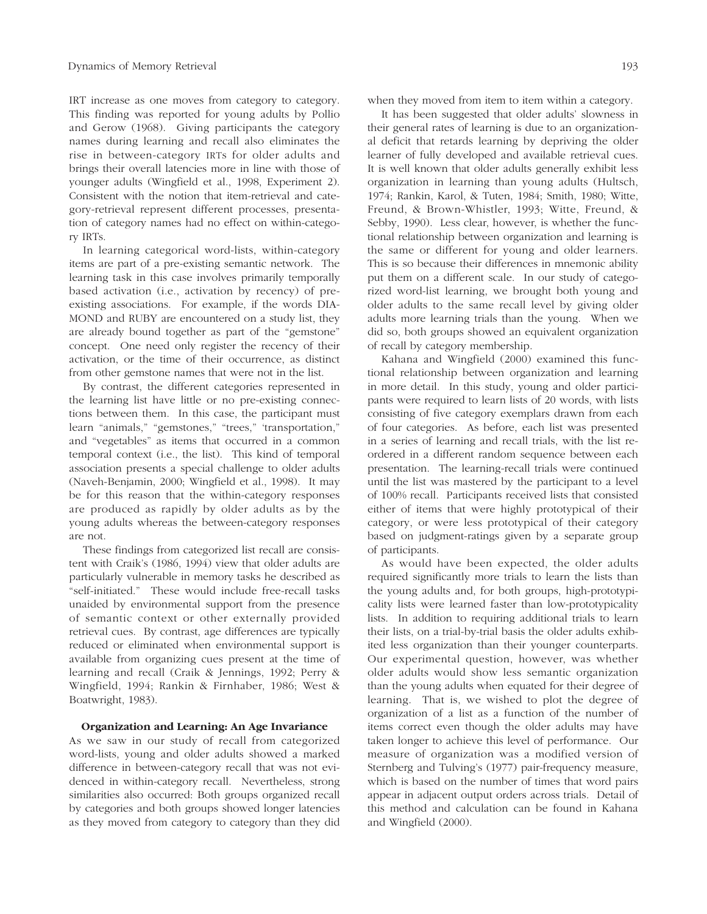IRT increase as one moves from category to category. This finding was reported for young adults by Pollio and Gerow (1968). Giving participants the category names during learning and recall also eliminates the rise in between-category IRTs for older adults and brings their overall latencies more in line with those of younger adults (Wingfield et al., 1998, Experiment 2). Consistent with the notion that item-retrieval and category-retrieval represent different processes, presentation of category names had no effect on within-category IRTs.

In learning categorical word-lists, within-category items are part of a pre-existing semantic network. The learning task in this case involves primarily temporally based activation (i.e., activation by recency) of pre-existing associations. For example, if the words DIAMOND and RUBY are encountered on a study list, they are already bound together as part of the "gemstone" concept. One need only register the recency of their activation, or the time of their occurrence, as distinct from other gemstone names that were not in the list.

By contrast, the different categories represented in the learning list have little or no pre-existing connections between them. In this case, the participant must learn "animals," "gemstones," "trees," 'transportation," and "vegetables" as items that occurred in a common temporal context (i.e., the list). This kind of temporal association presents a special challenge to older adults (Naveh-Benjamin, 2000; Wingfield et al., 1998). It may be for this reason that the within-category responses are produced as rapidly by older adults as by the young adults whereas the between-category responses are not.

These findings from categorized list recall are consistent with Craik's (1986, 1994) view that older adults are particularly vulnerable in memory tasks he described as "self-initiated." These would include free-recall tasks unaided by environmental support from the presence of semantic context or other externally provided retrieval cues. By contrast, age differences are typically reduced or eliminated when environmental support is available from organizing cues present at the time of learning and recall (Craik & Jennings, 1992; Perry & Wingfield, 1994; Rankin & Firnhaber, 1986; West & Boatwright, 1983).

### Organization and Learning: An Age Invariance

As we saw in our study of recall from categorized word-lists, young and older adults showed a marked difference in between-category recall that was not evidenced in within-category recall. Nevertheless, strong similarities also occurred: Both groups organized recall by categories and both groups showed longer latencies as they moved from category to category than they did when they moved from item to item within a category.

It has been suggested that older adults' slowness in their general rates of learning is due to an organizational deficit that retards learning by depriving the older learner of fully developed and available retrieval cues. It is well known that older adults generally exhibit less organization in learning than young adults (Hultsch, 1974; Rankin, Karol, & Tuten, 1984; Smith, 1980; Witte, Freund, & Brown-Whistler, 1993; Witte, Freund, & Sebby, 1990). Less clear, however, is whether the functional relationship between organization and learning is the same or different for young and older learners. This is so because their differences in mnemonic ability put them on a different scale. In our study of categorized word-list learning, we brought both young and older adults to the same recall level by giving older adults more learning trials than the young. When we did so, both groups showed an equivalent organization of recall by category membership.

Kahana and Wingfield (2000) examined this functional relationship between organization and learning in more detail. In this study, young and older participants were required to learn lists of 20 words, with lists consisting of five category exemplars drawn from each of four categories. As before, each list was presented in a series of learning and recall trials, with the list re-ordered in a different random sequence between each presentation. The learning-recall trials were continued until the list was mastered by the participant to a level of 100% recall. Participants received lists that consisted either of items that were highly prototypical of their category, or were less prototypical of their category based on judgment-ratings given by a separate group of participants.

As would have been expected, the older adults required significantly more trials to learn the lists than the young adults and, for both groups, high-prototypicality lists were learned faster than low-prototypicality lists. In addition to requiring additional trials to learn their lists, on a trial-by-trial basis the older adults exhibited less organization than their younger counterparts. Our experimental question, however, was whether older adults would show less semantic organization than the young adults when equated for their degree of learning. That is, we wished to plot the degree of organization of a list as a function of the number of items correct even though the older adults may have taken longer to achieve this level of performance. Our measure of organization was a modified version of Sternberg and Tulving's (1977) pair-frequency measure, which is based on the number of times that word pairs appear in adjacent output orders across trials. Detail of this method and calculation can be found in Kahana and Wingfield (2000).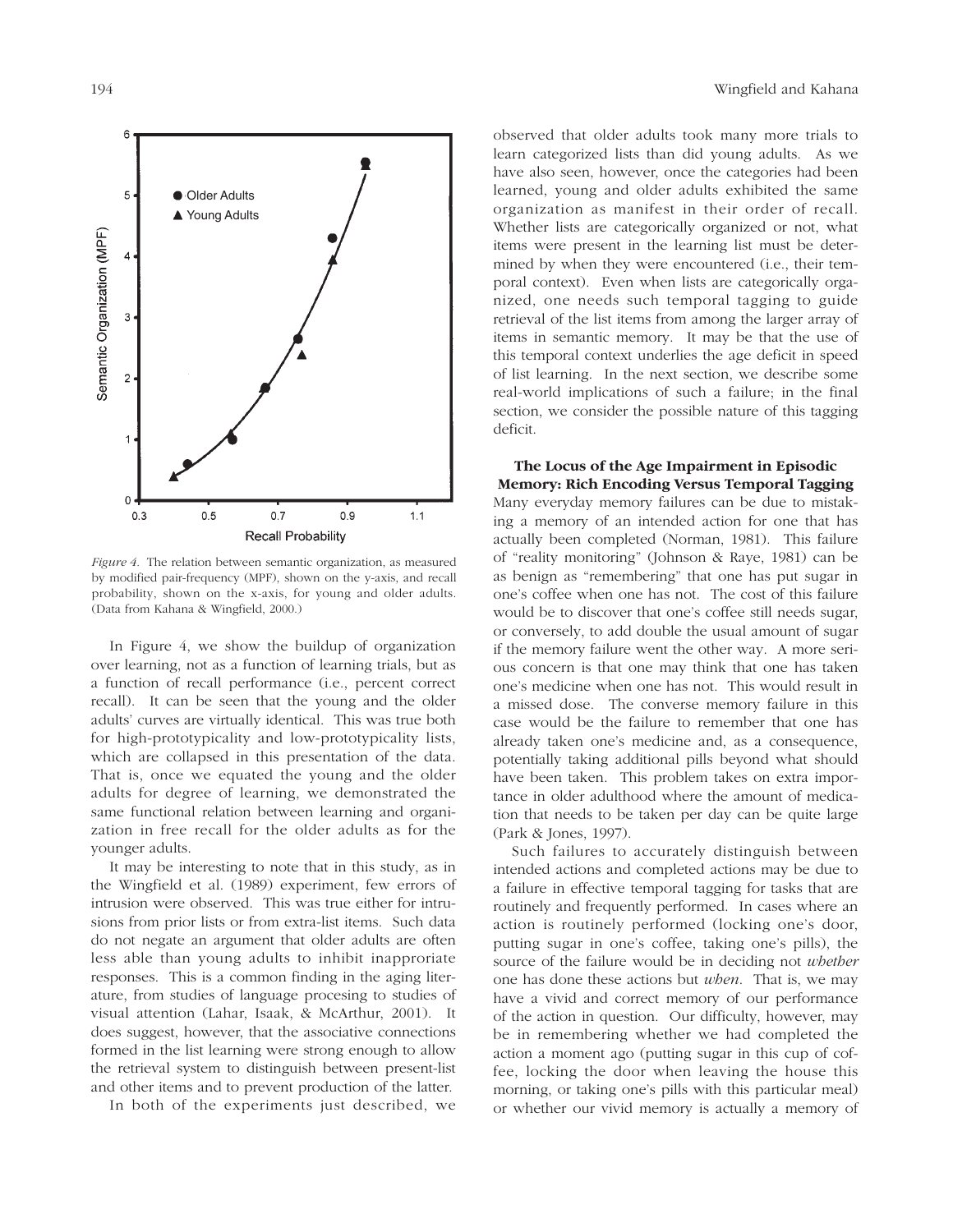*Figure 4.* The relation between semantic organization, as measured by modified pair-frequency (MPF), shown on the y-axis, and recall probability, shown on the x-axis, for young and older adults. (Data from Kahana & Wingfield, 2000.)

In Figure 4, we show the buildup of organization over learning, not as a function of learning trials, but as a function of recall performance (i.e., percent correct recall). It can be seen that the young and the older adults' curves are virtually identical. This was true both for high-prototypicality and low-prototypicality lists, which are collapsed in this presentation of the data. That is, once we equated the young and the older adults for degree of learning, we demonstrated the same functional relation between learning and organization in free recall for the older adults as for the younger adults.

It may be interesting to note that in this study, as in the Wingfield et al. (1989) experiment, few errors of intrusion were observed. This was true either for intrusions from prior lists or from extra-list items. Such data do not negate an argument that older adults are often less able than young adults to inhibit inapproriate responses. This is a common finding in the aging literature, from studies of language procesing to studies of visual attention (Lahar, Isaak, & McArthur, 2001). It does suggest, however, that the associative connections formed in the list learning were strong enough to allow the retrieval system to distinguish between present-list and other items and to prevent production of the latter.

In both of the experiments just described, we observed that older adults took many more trials to learn categorized lists than did young adults. As we have also seen, however, once the categories had been learned, young and older adults exhibited the same organization as manifest in their order of recall. Whether lists are categorically organized or not, what items were present in the learning list must be determined by when they were encountered (i.e., their temporal context). Even when lists are categorically organized, one needs such temporal tagging to guide retrieval of the list items from among the larger array of items in semantic memory. It may be that the use of this temporal context underlies the age deficit in speed of list learning. In the next section, we describe some real-world implications of such a failure; in the final section, we consider the possible nature of this tagging deficit.

## The Locus of the Age Impairment in Episodic Memory: Rich Encoding Versus Temporal Tagging

Many everyday memory failures can be due to mistaking a memory of an intended action for one that has actually been completed (Norman, 1981). This failure of "reality monitoring" (Johnson & Raye, 1981) can be as benign as "remembering" that one has put sugar in one's coffee when one has not. The cost of this failure would be to discover that one's coffee still needs sugar, or conversely, to add double the usual amount of sugar if the memory failure went the other way. A more serious concern is that one may think that one has taken one's medicine when one has not. This would result in a missed dose. The converse memory failure in this case would be the failure to remember that one has already taken one's medicine and, as a consequence, potentially taking additional pills beyond what should have been taken. This problem takes on extra importance in older adulthood where the amount of medication that needs to be taken per day can be quite large (Park & Jones, 1997).

Such failures to accurately distinguish between intended actions and completed actions may be due to a failure in effective temporal tagging for tasks that are routinely and frequently performed. In cases where an action is routinely performed (locking one's door, putting sugar in one's coffee, taking one's pills), the source of the failure would be in deciding not *whether* one has done these actions but *when*. That is, we may have a vivid and correct memory of our performance of the action in question. Our difficulty, however, may be in remembering whether we had completed the action a moment ago (putting sugar in this cup of coffee, locking the door when leaving the house this morning, or taking one's pills with this particular meal) or whether our vivid memory is actually a memory of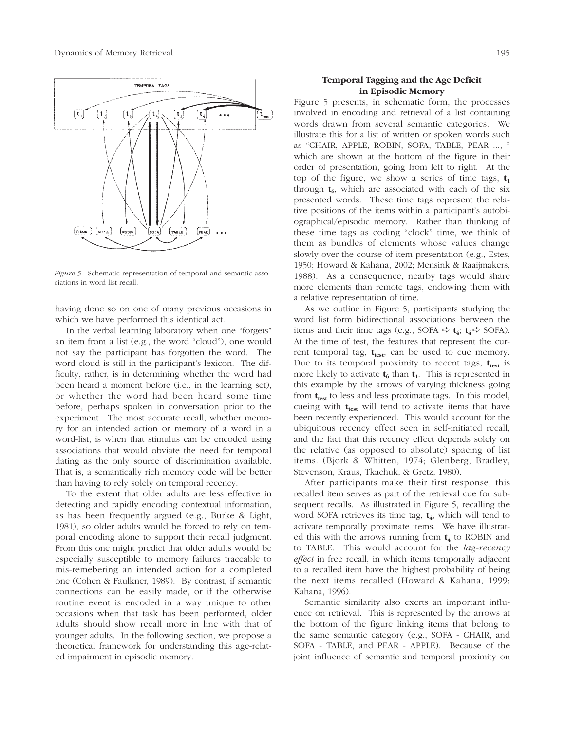*Figure 5.* Schematic representation of temporal and semantic associations in word-list recall.

having done so on one of many previous occasions in which we have performed this identical act.

In the verbal learning laboratory when one "forgets" an item from a list (e.g., the word "cloud"), one would not say the participant has forgotten the word. The word cloud is still in the participant's lexicon. The difficulty, rather, is in determining whether the word had been heard a moment before (i.e., in the learning set), or whether the word had been heard some time before, perhaps spoken in conversation prior to the experiment. The most accurate recall, whether memory for an intended action or memory of a word in a word-list, is when that stimulus can be encoded using associations that would obviate the need for temporal dating as the only source of discrimination available. That is, a semantically rich memory code will be better than having to rely solely on temporal recency.

To the extent that older adults are less effective in detecting and rapidly encoding contextual information, as has been frequently argued (e.g., Burke & Light, 1981), so older adults would be forced to rely on temporal encoding alone to support their recall judgment. From this one might predict that older adults would be especially susceptible to memory failures traceable to mis-remebering an intended action for a completed one (Cohen & Faulkner, 1989). By contrast, if semantic connections can be easily made, or if the otherwise routine event is encoded in a way unique to other occasions when that task has been performed, older adults should show recall more in line with that of younger adults. In the following section, we propose a theoretical framework for understanding this age-related impairment in episodic memory.

## Temporal Tagging and the Age Deficit in Episodic Memory

Figure 5 presents, in schematic form, the processes involved in encoding and retrieval of a list containing words drawn from several semantic categories. We illustrate this for a list of written or spoken words such as "CHAIR, APPLE, ROBIN, SOFA, TABLE, PEAR ..., " which are shown at the bottom of the figure in their order of presentation, going from left to right. At the top of the figure, we show a series of time tags, $\mathbf{t_1}$ through $\mathbf{t_6}$, which are associated with each of the six presented words. These time tags represent the relative positions of the items within a participant's autobiographical/episodic memory. Rather than thinking of these time tags as coding "clock" time, we think of them as bundles of elements whose values change slowly over the course of item presentation (e.g., Estes, 1950; Howard & Kahana, 2002; Mensink & Raaijmakers, 1988). As a consequence, nearby tags would share more elements than remote tags, endowing them with a relative representation of time.

As we outline in Figure 5, participants studying the word list form bidirectional associations between the items and their time tags (e.g., SOFA ➪ $\mathbf{t_4}$; $\mathbf{t_4}$ ➪ SOFA). At the time of test, the features that represent the current temporal tag, $\mathbf{t_{test}}$, can be used to cue memory. Due to its temporal proximity to recent tags, $\mathbf{t_{test}}$ is more likely to activate $\mathbf{t_6}$ than $\mathbf{t_1}$. This is represented in this example by the arrows of varying thickness going from $\mathbf{t_{test}}$ to less and less proximate tags. In this model, cueing with $\mathbf{t_{test}}$ will tend to activate items that have been recently experienced. This would account for the ubiquitous recency effect seen in self-initiated recall, and the fact that this recency effect depends solely on the relative (as opposed to absolute) spacing of list items. (Bjork & Whitten, 1974; Glenberg, Bradley, Stevenson, Kraus, Tkachuk, & Gretz, 1980).

After participants make their first response, this recalled item serves as part of the retrieval cue for subsequent recalls. As illustrated in Figure 5, recalling the word SOFA retrieves its time tag, $\mathbf{t_4}$, which will tend to activate temporally proximate items. We have illustrated this with the arrows running from $\mathbf{t_4}$ to ROBIN and to TABLE. This would account for the *lag-recency effect* in free recall, in which items temporally adjacent to a recalled item have the highest probability of being the next items recalled (Howard & Kahana, 1999; Kahana, 1996).

Semantic similarity also exerts an important influence on retrieval. This is represented by the arrows at the bottom of the figure linking items that belong to the same semantic category (e.g., SOFA - CHAIR, and SOFA - TABLE, and PEAR - APPLE). Because of the joint influence of semantic and temporal proximity on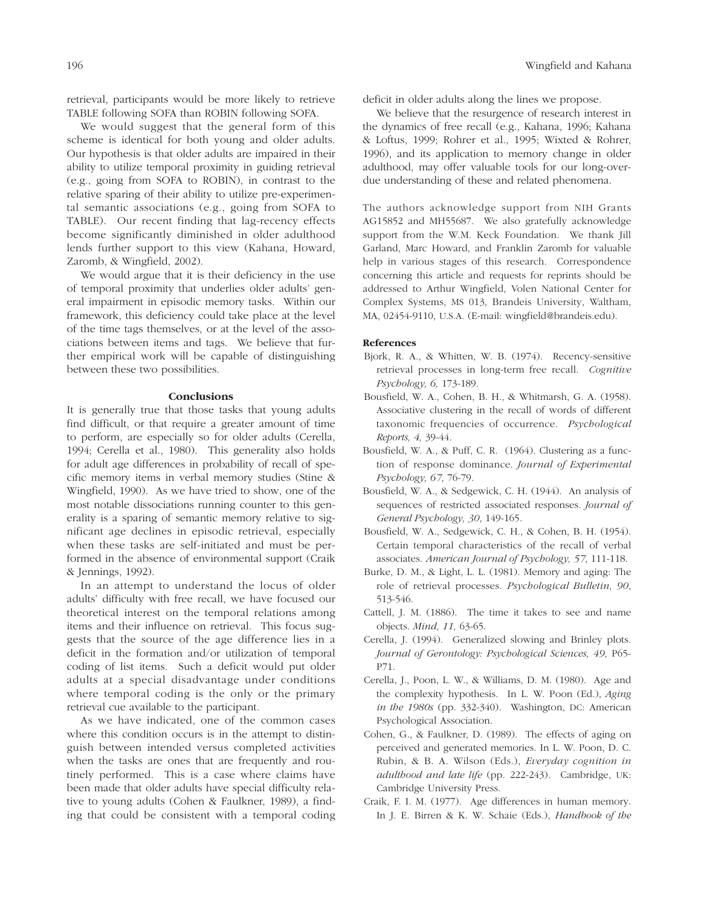retrieval, participants would be more likely to retrieve TABLE following SOFA than ROBIN following SOFA.

We would suggest that the general form of this scheme is identical for both young and older adults. Our hypothesis is that older adults are impaired in their ability to utilize temporal proximity in guiding retrieval (e.g., going from SOFA to ROBIN), in contrast to the relative sparing of their ability to utilize pre-experimental semantic associations (e.g., going from SOFA to TABLE). Our recent finding that lag-recency effects become significantly diminished in older adulthood lends further support to this view (Kahana, Howard, Zaromb, & Wingfield, 2002).

We would argue that it is their deficiency in the use of temporal proximity that underlies older adults' general impairment in episodic memory tasks. Within our framework, this deficiency could take place at the level of the time tags themselves, or at the level of the associations between items and tags. We believe that further empirical work will be capable of distinguishing between these two possibilities.

## Conclusions

It is generally true that those tasks that young adults find difficult, or that require a greater amount of time to perform, are especially so for older adults (Cerella, 1994; Cerella et al., 1980). This generality also holds for adult age differences in probability of recall of specific memory items in verbal memory studies (Stine & Wingfield, 1990). As we have tried to show, one of the most notable dissociations running counter to this generality is a sparing of semantic memory relative to significant age declines in episodic retrieval, especially when these tasks are self-initiated and must be performed in the absence of environmental support (Craik & Jennings, 1992).

In an attempt to understand the locus of older adults' difficulty with free recall, we have focused our theoretical interest on the temporal relations among items and their influence on retrieval. This focus suggests that the source of the age difference lies in a deficit in the formation and/or utilization of temporal coding of list items. Such a deficit would put older adults at a special disadvantage under conditions where temporal coding is the only or the primary retrieval cue available to the participant.

As we have indicated, one of the common cases where this condition occurs is in the attempt to distinguish between intended versus completed activities when the tasks are ones that are frequently and routinely performed. This is a case where claims have been made that older adults have special difficulty relative to young adults (Cohen & Faulkner, 1989), a finding that could be consistent with a temporal coding deficit in older adults along the lines we propose.

We believe that the resurgence of research interest in the dynamics of free recall (e.g., Kahana, 1996; Kahana & Loftus, 1999; Rohrer et al., 1995; Wixted & Rohrer, 1996), and its application to memory change in older adulthood, may offer valuable tools for our long-overdue understanding of these and related phenomena.

The authors acknowledge support from NIH Grants AG15852 and MH55687. We also gratefully acknowledge support from the W.M. Keck Foundation. We thank Jill Garland, Marc Howard, and Franklin Zaromb for valuable help in various stages of this research. Correspondence concerning this article and requests for reprints should be addressed to Arthur Wingfield, Volen National Center for Complex Systems, MS 013, Brandeis University, Waltham, MA, 02454-9110, U.S.A. (E-mail: wingfield@brandeis.edu).

### References

Bjork, R. A., & Whitten, W. B. (1974). Recency-sensitive retrieval processes in long-term free recall. *Cognitive Psychology, 6,* 173-189.

Bousfield, W. A., Cohen, B. H., & Whitmarsh, G. A. (1958). Associative clustering in the recall of words of different taxonomic frequencies of occurrence. *Psychological Reports, 4,* 39-44.

Bousfield, W. A., & Puff, C. R. (1964). Clustering as a function of response dominance. *Journal of Experimental Psychology, 67*, 76-79.

Bousfield, W. A., & Sedgewick, C. H. (1944). An analysis of sequences of restricted associated responses. *Journal of General Psychology, 30*, 149-165.

Bousfield, W. A., Sedgewick, C. H., & Cohen, B. H. (1954). Certain temporal characteristics of the recall of verbal associates. *American Journal of Psychology, 57*, 111-118.

Burke, D. M., & Light, L. L. (1981). Memory and aging: The role of retrieval processes. *Psychological Bulletin, 90*, 513-546.

Cattell, J. M. (1886). The time it takes to see and name objects. *Mind, 11,* 63-65.

Cerella, J. (1994). Generalized slowing and Brinley plots. *Journal of Gerontology: Psychological Sciences, 49*, P65-P71.

Cerella, J., Poon, L. W., & Williams, D. M. (1980). Age and the complexity hypothesis. In L. W. Poon (Ed.), *Aging in the 1980s* (pp. 332-340). Washington, DC: American Psychological Association.

Cohen, G., & Faulkner, D. (1989). The effects of aging on perceived and generated memories. In L. W. Poon, D. C. Rubin, & B. A. Wilson (Eds.), *Everyday cognition in adulthood and late life* (pp. 222-243). Cambridge, UK: Cambridge University Press.

Craik, F. I. M. (1977). Age differences in human memory. In J. E. Birren & K. W. Schaie (Eds.), *Handbook of the*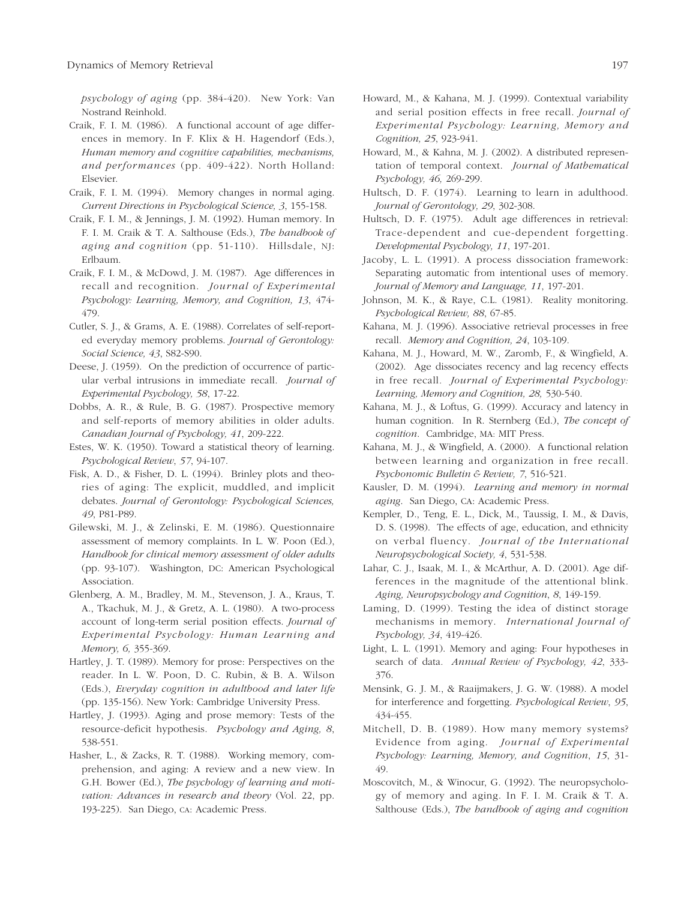*psychology of aging* (pp. 384-420). New York: Van Nostrand Reinhold.

Craik, F. I. M. (1986). A functional account of age differences in memory. In F. Klix & H. Hagendorf (Eds.), *Human memory and cognitive capabilities, mechanisms, and performances* (pp. 409-422). North Holland: Elsevier.

Craik, F. I. M. (1994). Memory changes in normal aging. *Current Directions in Psychological Science, 3*, 155-158.

Craik, F. I. M., & Jennings, J. M. (1992). Human memory. In F. I. M. Craik & T. A. Salthouse (Eds.), *The handbook of aging and cognition* (pp. 51-110). Hillsdale, NJ: Erlbaum.

Craik, F. I. M., & McDowd, J. M. (1987). Age differences in recall and recognition. *Journal of Experimental Psychology: Learning, Memory, and Cognition, 13*, 474-479.

Cutler, S. J., & Grams, A. E. (1988). Correlates of self-reported everyday memory problems. *Journal of Gerontology: Social Science, 43*, S82-S90.

Deese, J. (1959). On the prediction of occurrence of particular verbal intrusions in immediate recall. *Journal of Experimental Psychology, 58*, 17-22.

Dobbs, A. R., & Rule, B. G. (1987). Prospective memory and self-reports of memory abilities in older adults. *Canadian Journal of Psychology, 41*, 209-222.

Estes, W. K. (1950). Toward a statistical theory of learning. *Psychological Review*, *57*, 94-107.

Fisk, A. D., & Fisher, D. L. (1994). Brinley plots and theories of aging: The explicit, muddled, and implicit debates. *Journal of Gerontology: Psychological Sciences, 49*, P81-P89.

Gilewski, M. J., & Zelinski, E. M. (1986). Questionnaire assessment of memory complaints. In L. W. Poon (Ed.), *Handbook for clinical memory assessment of older adults* (pp. 93-107). Washington, DC: American Psychological Association.

Glenberg, A. M., Bradley, M. M., Stevenson, J. A., Kraus, T. A., Tkachuk, M. J., & Gretz, A. L. (1980). A two-process account of long-term serial position effects. *Journal of Experimental Psychology: Human Learning and Memory, 6,* 355-369.

Hartley, J. T. (1989). Memory for prose: Perspectives on the reader. In L. W. Poon, D. C. Rubin, & B. A. Wilson (Eds.), *Everyday cognition in adulthood and later life* (pp. 135-156). New York: Cambridge University Press.

Hartley, J. (1993). Aging and prose memory: Tests of the resource-deficit hypothesis. *Psychology and Aging, 8*, 538-551.

Hasher, L., & Zacks, R. T. (1988). Working memory, comprehension, and aging: A review and a new view. In G.H. Bower (Ed.), *The psychology of learning and motivation: Advances in research and theory* (Vol. 22, pp. 193-225). San Diego, CA: Academic Press.

Howard, M., & Kahana, M. J. (1999). Contextual variability and serial position effects in free recall. *Journal of Experimental Psychology: Learning, Memory and Cognition, 25*, 923-941.

Howard, M., & Kahna, M. J. (2002). A distributed representation of temporal context. *Journal of Mathematical Psychology, 46,* 269-299.

Hultsch, D. F. (1974). Learning to learn in adulthood. *Journal of Gerontology, 29*, 302-308.

Hultsch, D. F. (1975). Adult age differences in retrieval: Trace-dependent and cue-dependent forgetting. *Developmental Psychology, 11*, 197-201.

Jacoby, L. L. (1991). A process dissociation framework: Separating automatic from intentional uses of memory. *Journal of Memory and Language, 11*, 197-201.

Johnson, M. K., & Raye, C.L. (1981). Reality monitoring. *Psychological Review, 88*, 67-85.

Kahana, M. J. (1996). Associative retrieval processes in free recall. *Memory and Cognition, 24*, 103-109.

Kahana, M. J., Howard, M. W., Zaromb, F., & Wingfield, A. (2002). Age dissociates recency and lag recency effects in free recall. *Journal of Experimental Psychology: Learning, Memory and Cognition, 28,* 530-540.

Kahana, M. J., & Loftus, G. (1999). Accuracy and latency in human cognition. In R. Sternberg (Ed.), *The concept of cognition*. Cambridge, MA: MIT Press.

Kahana, M. J., & Wingfield, A. (2000). A functional relation between learning and organization in free recall. *Psychonomic Bulletin & Review, 7*, 516-521.

Kausler, D. M. (1994). *Learning and memory in normal aging*. San Diego, CA: Academic Press.

Kempler, D., Teng, E. L., Dick, M., Taussig, I. M., & Davis, D. S. (1998). The effects of age, education, and ethnicity on verbal fluency. *Journal of the International Neuropsychological Society, 4*, 531-538.

Lahar, C. J., Isaak, M. I., & McArthur, A. D. (2001). Age differences in the magnitude of the attentional blink. *Aging, Neuropsychology and Cognition*, *8*, 149-159.

Laming, D. (1999). Testing the idea of distinct storage mechanisms in memory. *International Journal of Psychology, 34*, 419-426.

Light, L. L. (1991). Memory and aging: Four hypotheses in search of data. *Annual Review of Psychology, 42*, 333-376.

Mensink, G. J. M., & Raaijmakers, J. G. W. (1988). A model for interference and forgetting. *Psychological Review*, *95*, 434-455.

Mitchell, D. B. (1989). How many memory systems? Evidence from aging. *Journal of Experimental Psychology: Learning, Memory, and Cognition*, *15*, 31-49.

Moscovitch, M., & Winocur, G. (1992). The neuropsychology of memory and aging. In F. I. M. Craik & T. A. Salthouse (Eds.), *The handbook of aging and cognition*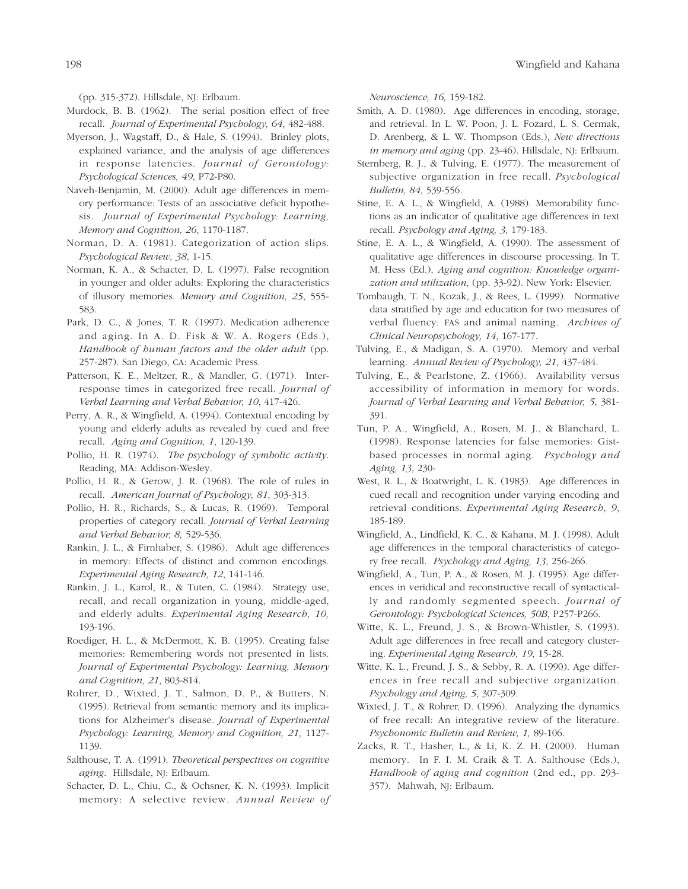(pp. 315-372). Hillsdale, NJ: Erlbaum.

Murdock, B. B. (1962). The serial position effect of free recall. *Journal of Experimental Psychology, 64*, 482-488.

Myerson, J., Wagstaff, D., & Hale, S. (1994). Brinley plots, explained variance, and the analysis of age differences in response latencies. *Journal of Gerontology: Psychological Sciences, 49*, P72-P80.

Naveh-Benjamin, M. (2000). Adult age differences in memory performance: Tests of an associative deficit hypothesis. *Journal of Experimental Psychology: Learning, Memory and Cognition, 26*, 1170-1187.

Norman, D. A. (1981). Categorization of action slips. *Psychological Review, 38*, 1-15.

Norman, K. A., & Schacter, D. L. (1997). False recognition in younger and older adults: Exploring the characteristics of illusory memories. *Memory and Cognition, 25*, 555-583.

Park, D. C., & Jones, T. R. (1997). Medication adherence and aging. In A. D. Fisk & W. A. Rogers (Eds.), *Handbook of human factors and the older adult* (pp. 257-287). San Diego, CA: Academic Press.

Patterson, K. E., Meltzer, R., & Mandler, G. (1971). Inter-response times in categorized free recall. *Journal of Verbal Learning and Verbal Behavior, 10*, 417-426.

Perry, A. R., & Wingfield, A. (1994). Contextual encoding by young and elderly adults as revealed by cued and free recall. *Aging and Cognition, 1*, 120-139.

Pollio, H. R. (1974). *The psychology of symbolic activity*. Reading, MA: Addison-Wesley.

Pollio, H. R., & Gerow, J. R. (1968). The role of rules in recall. *American Journal of Psychology, 81*, 303-313.

Pollio, H. R., Richards, S., & Lucas, R. (1969). Temporal properties of category recall. *Journal of Verbal Learning and Verbal Behavior, 8,* 529-536.

Rankin, J. L., & Firnhaber, S. (1986). Adult age differences in memory: Effects of distinct and common encodings. *Experimental Aging Research, 12*, 141-146.

Rankin, J. L., Karol, R., & Tuten, C. (1984). Strategy use, recall, and recall organization in young, middle-aged, and elderly adults. *Experimental Aging Research, 10,* 193-196.

Roediger, H. L., & McDermott, K. B. (1995). Creating false memories: Remembering words not presented in lists. *Journal of Experimental Psychology: Learning, Memory and Cognition, 21*, 803-814.

Rohrer, D., Wixted, J. T., Salmon, D. P., & Butters, N. (1995). Retrieval from semantic memory and its implications for Alzheimer's disease. *Journal of Experimental Psychology: Learning, Memory and Cognition, 21*, 1127-1139.

Salthouse, T. A. (1991). *Theoretical perspectives on cognitive aging*. Hillsdale, NJ: Erlbaum.

Schacter, D. L., Chiu, C., & Ochsner, K. N. (1993). Implicit memory: A selective review. *Annual Review of Neuroscience, 16,* 159-182.

Smith, A. D. (1980). Age differences in encoding, storage, and retrieval. In L. W. Poon, J. L. Fozard, L. S. Cermak, D. Arenberg, & L. W. Thompson (Eds.), *New directions in memory and aging* (pp. 23-46). Hillsdale, NJ: Erlbaum.

Sternberg, R. J., & Tulving, E. (1977). The measurement of subjective organization in free recall. *Psychological Bulletin, 84*, 539-556.

Stine, E. A. L., & Wingfield, A. (1988). Memorability functions as an indicator of qualitative age differences in text recall. *Psychology and Aging, 3*, 179-183.

Stine, E. A. L., & Wingfield, A. (1990). The assessment of qualitative age differences in discourse processing. In T. M. Hess (Ed.), *Aging and cognition: Knowledge organization and utilization*, (pp. 33-92). New York: Elsevier.

Tombaugh, T. N., Kozak, J., & Rees, L. (1999). Normative data stratified by age and education for two measures of verbal fluency: FAS and animal naming. *Archives of Clinical Neuropsychology, 14*, 167-177.

Tulving, E., & Madigan, S. A. (1970). Memory and verbal learning. *Annual Review of Psychology, 21*, 437-484.

Tulving, E., & Pearlstone, Z. (1966). Availability versus accessibility of information in memory for words. *Journal of Verbal Learning and Verbal Behavior, 5*, 381-391.

Tun, P. A., Wingfield, A., Rosen, M. J., & Blanchard, L. (1998). Response latencies for false memories: Gist-based processes in normal aging. *Psychology and Aging, 13*, 230-

West, R. L., & Boatwright, L. K. (1983). Age differences in cued recall and recognition under varying encoding and retrieval conditions. *Experimental Aging Research, 9*, 185-189.

Wingfield, A., Lindfield, K. C., & Kahana, M. J. (1998). Adult age differences in the temporal characteristics of category free recall. *Psychology and Aging, 13*, 256-266.

Wingfield, A., Tun, P. A., & Rosen, M. J. (1995). Age differences in veridical and reconstructive recall of syntactically and randomly segmented speech. *Journal of Gerontology: Psychological Sciences, 50B*, P257-P266.

Witte, K. L., Freund, J. S., & Brown-Whistler, S. (1993). Adult age differences in free recall and category clustering. *Experimental Aging Research, 19*, 15-28.

Witte, K. L., Freund, J. S., & Sebby, R. A. (1990). Age differences in free recall and subjective organization. *Psychology and Aging, 5*, 307-309.

Wixted, J. T., & Rohrer, D. (1996). Analyzing the dynamics of free recall: An integrative review of the literature. *Psychonomic Bulletin and Review, 1,* 89-106.

Zacks, R. T., Hasher, L., & Li, K. Z. H. (2000). Human memory. In F. I. M. Craik & T. A. Salthouse (Eds.), *Handbook of aging and cognition* (2nd ed., pp. 293-357). Mahwah, NJ: Erlbaum.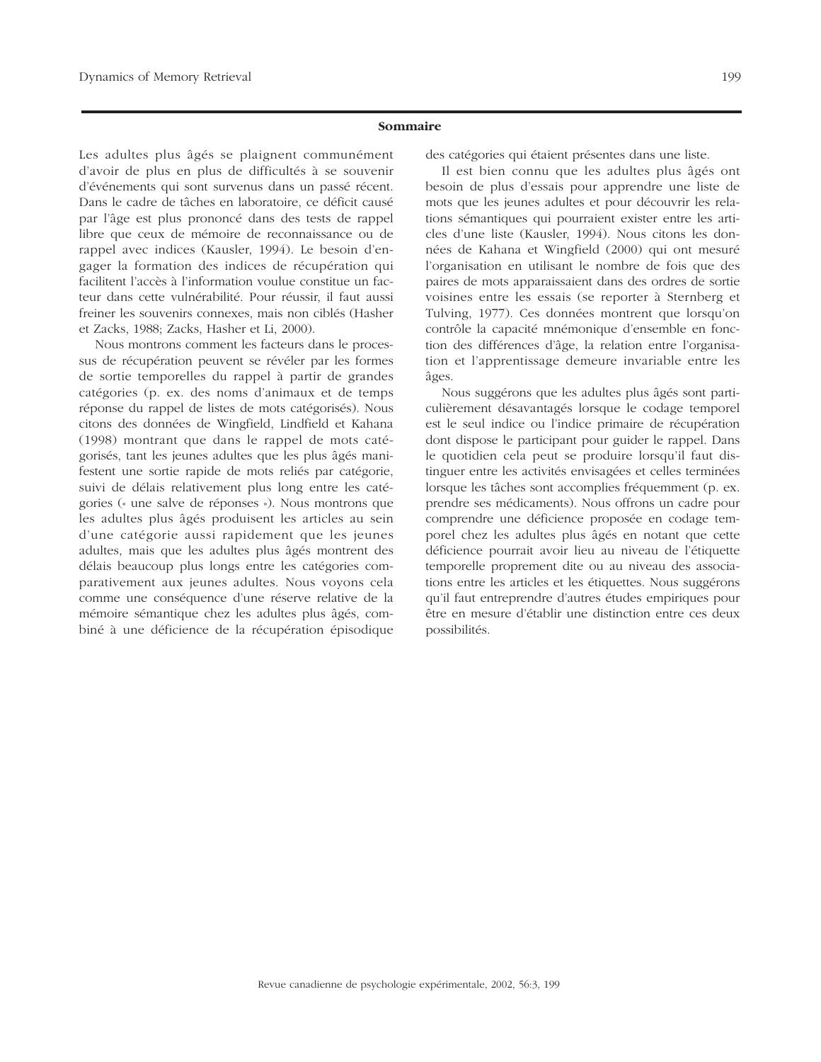## Sommaire

Les adultes plus âgés se plaignent communément d'avoir de plus en plus de difficultés à se souvenir d'événements qui sont survenus dans un passé récent. Dans le cadre de tâches en laboratoire, ce déficit causé par l'âge est plus prononcé dans des tests de rappel libre que ceux de mémoire de reconnaissance ou de rappel avec indices (Kausler, 1994). Le besoin d'engager la formation des indices de récupération qui facilitent l'accès à l'information voulue constitue un facteur dans cette vulnérabilité. Pour réussir, il faut aussi freiner les souvenirs connexes, mais non ciblés (Hasher et Zacks, 1988; Zacks, Hasher et Li, 2000).

Nous montrons comment les facteurs dans le processus de récupération peuvent se révéler par les formes de sortie temporelles du rappel à partir de grandes catégories (p. ex. des noms d'animaux et de temps réponse du rappel de listes de mots catégorisés). Nous citons des données de Wingfield, Lindfield et Kahana (1998) montrant que dans le rappel de mots catégorisés, tant les jeunes adultes que les plus âgés manifestent une sortie rapide de mots reliés par catégorie, suivi de délais relativement plus long entre les catégories (« une salve de réponses »). Nous montrons que les adultes plus âgés produisent les articles au sein d'une catégorie aussi rapidement que les jeunes adultes, mais que les adultes plus âgés montrent des délais beaucoup plus longs entre les catégories comparativement aux jeunes adultes. Nous voyons cela comme une conséquence d'une réserve relative de la mémoire sémantique chez les adultes plus âgés, combiné à une déficience de la récupération épisodique des catégories qui étaient présentes dans une liste.

Il est bien connu que les adultes plus âgés ont besoin de plus d'essais pour apprendre une liste de mots que les jeunes adultes et pour découvrir les relations sémantiques qui pourraient exister entre les articles d'une liste (Kausler, 1994). Nous citons les données de Kahana et Wingfield (2000) qui ont mesuré l'organisation en utilisant le nombre de fois que des paires de mots apparaissaient dans des ordres de sortie voisines entre les essais (se reporter à Sternberg et Tulving, 1977). Ces données montrent que lorsqu'on contrôle la capacité mnémonique d'ensemble en fonction des différences d'âge, la relation entre l'organisation et l'apprentissage demeure invariable entre les âges.

Nous suggérons que les adultes plus âgés sont particulièrement désavantagés lorsque le codage temporel est le seul indice ou l'indice primaire de récupération dont dispose le participant pour guider le rappel. Dans le quotidien cela peut se produire lorsqu'il faut distinguer entre les activités envisagées et celles terminées lorsque les tâches sont accomplies fréquemment (p. ex. prendre ses médicaments). Nous offrons un cadre pour comprendre une déficience proposée en codage temporel chez les adultes plus âgés en notant que cette déficience pourrait avoir lieu au niveau de l'étiquette temporelle proprement dite ou au niveau des associations entre les articles et les étiquettes. Nous suggérons qu'il faut entreprendre d'autres études empiriques pour être en mesure d'établir une distinction entre ces deux possibilités.